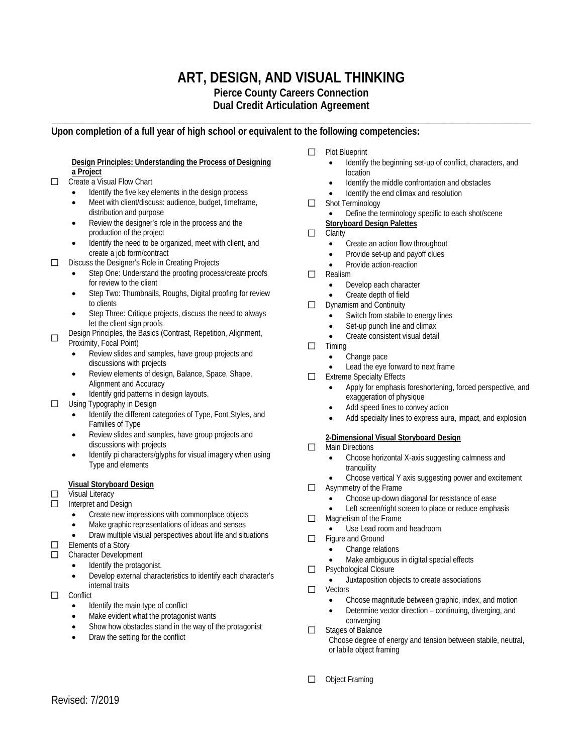# ART, DESIGN, AND VISUAL THINKING

**Pierce County Careers Connection**
**Dual Credit Articulation Agreement**

---

**Upon completion of a full year of high school or equivalent to the following competencies:**

**Design Principles: Understanding the Process of Designing a Project**

- ☐ Create a Visual Flow Chart
  - Identify the five key elements in the design process
  - Meet with client/discuss: audience, budget, timeframe, distribution and purpose
  - Review the designer's role in the process and the production of the project
  - Identify the need to be organized, meet with client, and create a job form/contract
- ☐ Discuss the Designer's Role in Creating Projects
  - Step One: Understand the proofing process/create proofs for review to the client
  - Step Two: Thumbnails, Roughs, Digital proofing for review to clients
  - Step Three: Critique projects, discuss the need to always let the client sign proofs
- ☐ Design Principles, the Basics (Contrast, Repetition, Alignment, Proximity, Focal Point)
  - Review slides and samples, have group projects and discussions with projects
  - Review elements of design, Balance, Space, Shape, Alignment and Accuracy
  - Identify grid patterns in design layouts.
- ☐ Using Typography in Design
  - Identify the different categories of Type, Font Styles, and Families of Type
  - Review slides and samples, have group projects and discussions with projects
  - Identify pi characters/glyphs for visual imagery when using Type and elements

**Visual Storyboard Design**

- ☐ Visual Literacy
- ☐ Interpret and Design
  - Create new impressions with commonplace objects
  - Make graphic representations of ideas and senses
  - Draw multiple visual perspectives about life and situations
- ☐ Elements of a Story
- ☐ Character Development
  - Identify the protagonist.
  - Develop external characteristics to identify each character's internal traits
- ☐ Conflict
  - Identify the main type of conflict
  - Make evident what the protagonist wants
  - Show how obstacles stand in the way of the protagonist
  - Draw the setting for the conflict
- ☐ Plot Blueprint
  - Identify the beginning set-up of conflict, characters, and location
  - Identify the middle confrontation and obstacles
  - Identify the end climax and resolution
- ☐ Shot Terminology
  - Define the terminology specific to each shot/scene

**Storyboard Design Palettes**

- ☐ Clarity
  - Create an action flow throughout
  - Provide set-up and payoff clues
  - Provide action-reaction
- ☐ Realism
  - Develop each character
  - Create depth of field
- ☐ Dynamism and Continuity
  - Switch from stabile to energy lines
  - Set-up punch line and climax
  - Create consistent visual detail
- ☐ Timing
  - Change pace
  - Lead the eye forward to next frame
- ☐ Extreme Specialty Effects
  - Apply for emphasis foreshortening, forced perspective, and exaggeration of physique
  - Add speed lines to convey action
  - Add specialty lines to express aura, impact, and explosion

**2-Dimensional Visual Storyboard Design**

- ☐ Main Directions
  - Choose horizontal X-axis suggesting calmness and tranquility
  - Choose vertical Y axis suggesting power and excitement
- ☐ Asymmetry of the Frame
  - Choose up-down diagonal for resistance of ease
  - Left screen/right screen to place or reduce emphasis
- ☐ Magnetism of the Frame
  - Use Lead room and headroom
- ☐ Figure and Ground
  - Change relations
  - Make ambiguous in digital special effects
- ☐ Psychological Closure
  - Juxtaposition objects to create associations
- ☐ Vectors
  - Choose magnitude between graphic, index, and motion
  - Determine vector direction – continuing, diverging, and converging
- ☐ Stages of Balance

  Choose degree of energy and tension between stabile, neutral, or labile object framing

- ☐ Object Framing

Revised: 7/2019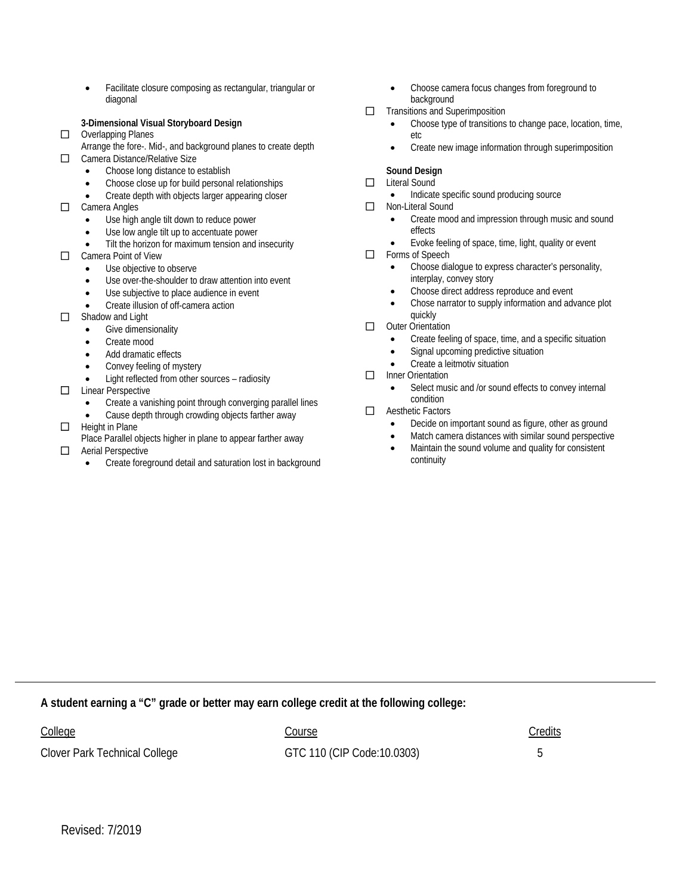- Facilitate closure composing as rectangular, triangular or diagonal

**3-Dimensional Visual Storyboard Design**

- ☐ Overlapping Planes
  Arrange the fore-. Mid-, and background planes to create depth
- ☐ Camera Distance/Relative Size
  - Choose long distance to establish
  - Choose close up for build personal relationships
  - Create depth with objects larger appearing closer
- ☐ Camera Angles
  - Use high angle tilt down to reduce power
  - Use low angle tilt up to accentuate power
  - Tilt the horizon for maximum tension and insecurity
- ☐ Camera Point of View
  - Use objective to observe
  - Use over-the-shoulder to draw attention into event
  - Use subjective to place audience in event
  - Create illusion of off-camera action
- ☐ Shadow and Light
  - Give dimensionality
  - Create mood
  - Add dramatic effects
  - Convey feeling of mystery
  - Light reflected from other sources – radiosity
- ☐ Linear Perspective
  - Create a vanishing point through converging parallel lines
  - Cause depth through crowding objects farther away
- ☐ Height in Plane
  Place Parallel objects higher in plane to appear farther away
- ☐ Aerial Perspective
  - Create foreground detail and saturation lost in background
  - Choose camera focus changes from foreground to background
- ☐ Transitions and Superimposition
  - Choose type of transitions to change pace, location, time, etc
  - Create new image information through superimposition

**Sound Design**

- ☐ Literal Sound
  - Indicate specific sound producing source
- ☐ Non-Literal Sound
  - Create mood and impression through music and sound effects
  - Evoke feeling of space, time, light, quality or event
- ☐ Forms of Speech
  - Choose dialogue to express character's personality, interplay, convey story
  - Choose direct address reproduce and event
  - Chose narrator to supply information and advance plot quickly
- ☐ Outer Orientation
  - Create feeling of space, time, and a specific situation
  - Signal upcoming predictive situation
  - Create a leitmotiv situation
- ☐ Inner Orientation
  - Select music and /or sound effects to convey internal condition
- ☐ Aesthetic Factors
  - Decide on important sound as figure, other as ground
  - Match camera distances with similar sound perspective
  - Maintain the sound volume and quality for consistent continuity

---

**A student earning a "C" grade or better may earn college credit at the following college:**

| College | Course | Credits |
|---|---|---|
| Clover Park Technical College | GTC 110 (CIP Code:10.0303) | 5 |

Revised: 7/2019